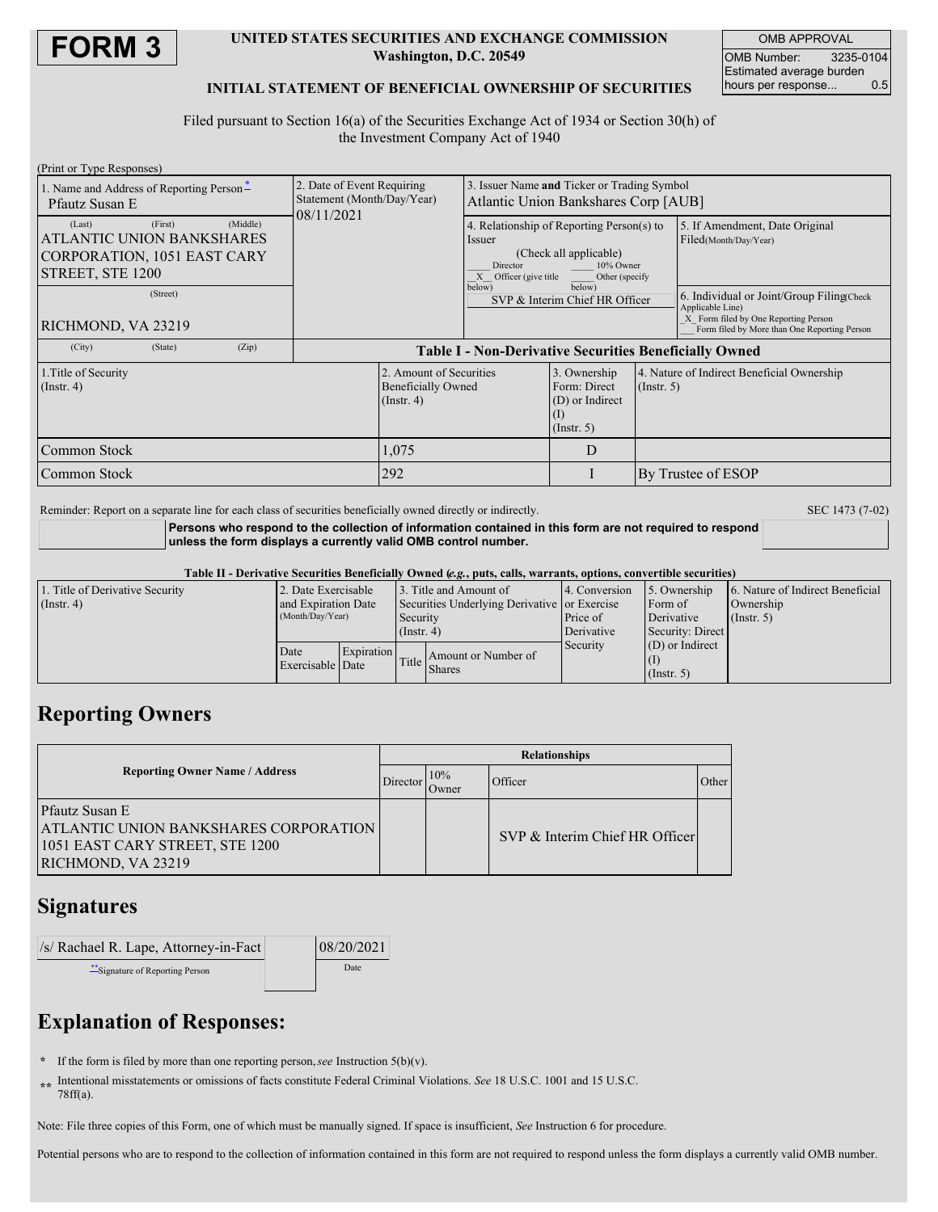# FORM 3

**UNITED STATES SECURITIES AND EXCHANGE COMMISSION**
**Washington, D.C. 20549**

**INITIAL STATEMENT OF BENEFICIAL OWNERSHIP OF SECURITIES**

| OMB APPROVAL | |
|---|---|
| OMB Number: | 3235-0104 |
| Estimated average burden hours per response... | 0.5 |

Filed pursuant to Section 16(a) of the Securities Exchange Act of 1934 or Section 30(h) of the Investment Company Act of 1940

(Print or Type Responses)

| 1. Name and Address of Reporting Person* | 2. Date of Event Requiring Statement (Month/Day/Year) | 3. Issuer Name **and** Ticker or Trading Symbol |
|---|---|---|
| Pfautz Susan E | 08/11/2021 | Atlantic Union Bankshares Corp [AUB] |
| (Last) (First) (Middle) ATLANTIC UNION BANKSHARES CORPORATION, 1051 EAST CARY STREET, STE 1200 | | 4. Relationship of Reporting Person(s) to Issuer (Check all applicable) ___ Director ___ 10% Owner _X_ Officer (give title below) ___ Other (specify below) SVP & Interim Chief HR Officer |
| (Street) RICHMOND, VA 23219 | | 5. If Amendment, Date Original Filed(Month/Day/Year) |
| (City) (State) (Zip) | | 6. Individual or Joint/Group Filing(Check Applicable Line) _X_ Form filed by One Reporting Person ___ Form filed by More than One Reporting Person |

**Table I - Non-Derivative Securities Beneficially Owned**

| 1.Title of Security (Instr. 4) | 2. Amount of Securities Beneficially Owned (Instr. 4) | 3. Ownership Form: Direct (D) or Indirect (I) (Instr. 5) | 4. Nature of Indirect Beneficial Ownership (Instr. 5) |
|---|---|---|---|
| Common Stock | 1,075 | D | |
| Common Stock | 292 | I | By Trustee of ESOP |

Reminder: Report on a separate line for each class of securities beneficially owned directly or indirectly.

SEC 1473 (7-02)

**Persons who respond to the collection of information contained in this form are not required to respond unless the form displays a currently valid OMB control number.**

**Table II - Derivative Securities Beneficially Owned (*e.g.*, puts, calls, warrants, options, convertible securities)**

| 1. Title of Derivative Security (Instr. 4) | 2. Date Exercisable and Expiration Date (Month/Day/Year) | | 3. Title and Amount of Securities Underlying Derivative Security (Instr. 4) | | 4. Conversion or Exercise Price of Derivative Security | 5. Ownership Form of Derivative Security: Direct (D) or Indirect (I) (Instr. 5) | 6. Nature of Indirect Beneficial Ownership (Instr. 5) |
|---|---|---|---|---|---|---|---|
| | Date Exercisable | Expiration Date | Title | Amount or Number of Shares | | | |

## Reporting Owners

| Reporting Owner Name / Address | Relationships | | | |
|---|---|---|---|---|
| | Director | 10% Owner | Officer | Other |
| Pfautz Susan E ATLANTIC UNION BANKSHARES CORPORATION 1051 EAST CARY STREET, STE 1200 RICHMOND, VA 23219 | | | SVP & Interim Chief HR Officer | |

## Signatures

| /s/ Rachael R. Lape, Attorney-in-Fact | 08/20/2021 |
|---|---|
| **Signature of Reporting Person | Date |

## Explanation of Responses:

\* If the form is filed by more than one reporting person, *see* Instruction 5(b)(v).

\*\* Intentional misstatements or omissions of facts constitute Federal Criminal Violations. *See* 18 U.S.C. 1001 and 15 U.S.C. 78ff(a).

Note: File three copies of this Form, one of which must be manually signed. If space is insufficient, *See* Instruction 6 for procedure.

Potential persons who are to respond to the collection of information contained in this form are not required to respond unless the form displays a currently valid OMB number.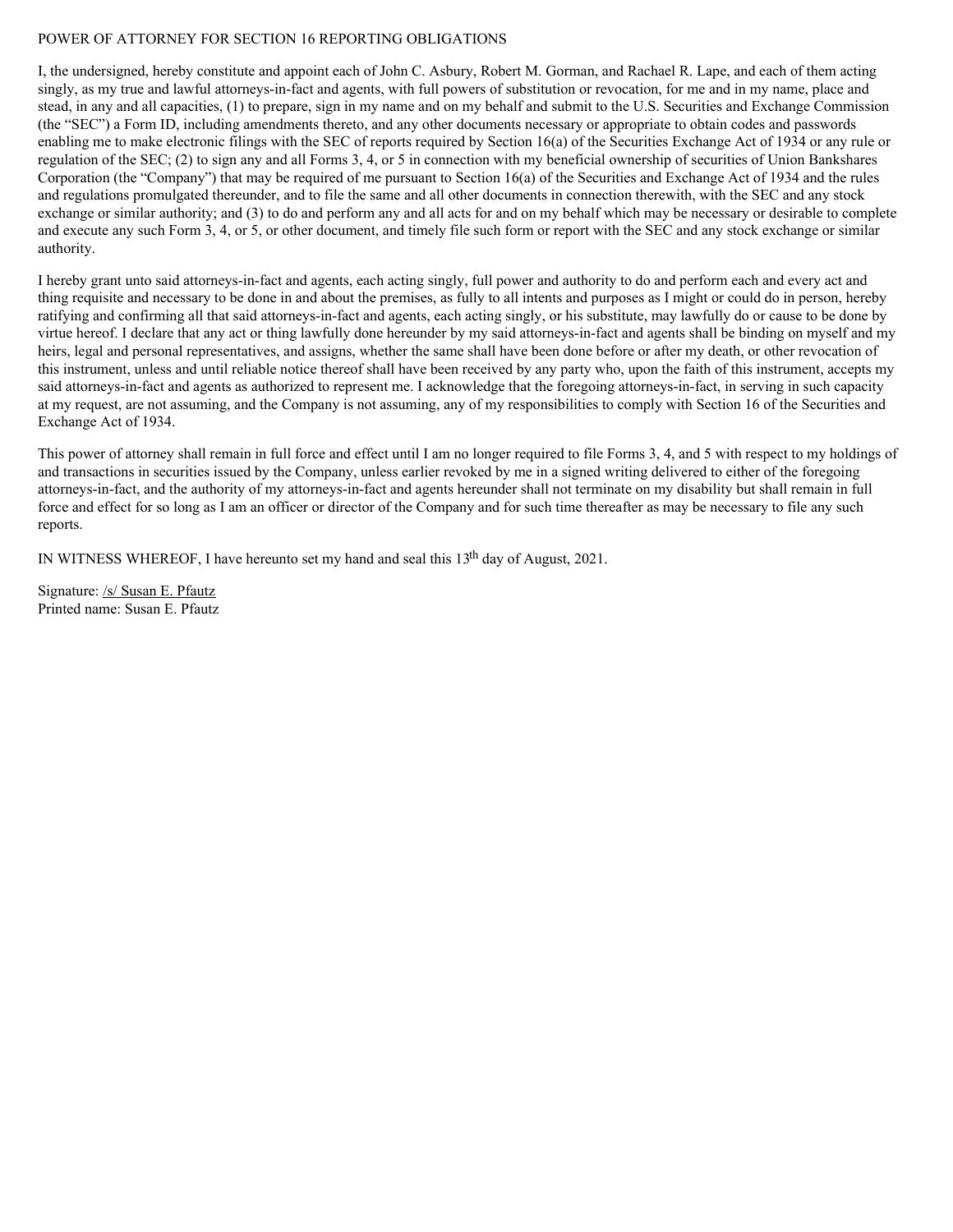POWER OF ATTORNEY FOR SECTION 16 REPORTING OBLIGATIONS

I, the undersigned, hereby constitute and appoint each of John C. Asbury, Robert M. Gorman, and Rachael R. Lape, and each of them acting singly, as my true and lawful attorneys-in-fact and agents, with full powers of substitution or revocation, for me and in my name, place and stead, in any and all capacities, (1) to prepare, sign in my name and on my behalf and submit to the U.S. Securities and Exchange Commission (the "SEC") a Form ID, including amendments thereto, and any other documents necessary or appropriate to obtain codes and passwords enabling me to make electronic filings with the SEC of reports required by Section 16(a) of the Securities Exchange Act of 1934 or any rule or regulation of the SEC; (2) to sign any and all Forms 3, 4, or 5 in connection with my beneficial ownership of securities of Union Bankshares Corporation (the "Company") that may be required of me pursuant to Section 16(a) of the Securities and Exchange Act of 1934 and the rules and regulations promulgated thereunder, and to file the same and all other documents in connection therewith, with the SEC and any stock exchange or similar authority; and (3) to do and perform any and all acts for and on my behalf which may be necessary or desirable to complete and execute any such Form 3, 4, or 5, or other document, and timely file such form or report with the SEC and any stock exchange or similar authority.

I hereby grant unto said attorneys-in-fact and agents, each acting singly, full power and authority to do and perform each and every act and thing requisite and necessary to be done in and about the premises, as fully to all intents and purposes as I might or could do in person, hereby ratifying and confirming all that said attorneys-in-fact and agents, each acting singly, or his substitute, may lawfully do or cause to be done by virtue hereof. I declare that any act or thing lawfully done hereunder by my said attorneys-in-fact and agents shall be binding on myself and my heirs, legal and personal representatives, and assigns, whether the same shall have been done before or after my death, or other revocation of this instrument, unless and until reliable notice thereof shall have been received by any party who, upon the faith of this instrument, accepts my said attorneys-in-fact and agents as authorized to represent me. I acknowledge that the foregoing attorneys-in-fact, in serving in such capacity at my request, are not assuming, and the Company is not assuming, any of my responsibilities to comply with Section 16 of the Securities and Exchange Act of 1934.

This power of attorney shall remain in full force and effect until I am no longer required to file Forms 3, 4, and 5 with respect to my holdings of and transactions in securities issued by the Company, unless earlier revoked by me in a signed writing delivered to either of the foregoing attorneys-in-fact, and the authority of my attorneys-in-fact and agents hereunder shall not terminate on my disability but shall remain in full force and effect for so long as I am an officer or director of the Company and for such time thereafter as may be necessary to file any such reports.

IN WITNESS WHEREOF, I have hereunto set my hand and seal this 13th day of August, 2021.

Signature: /s/ Susan E. Pfautz
Printed name: Susan E. Pfautz